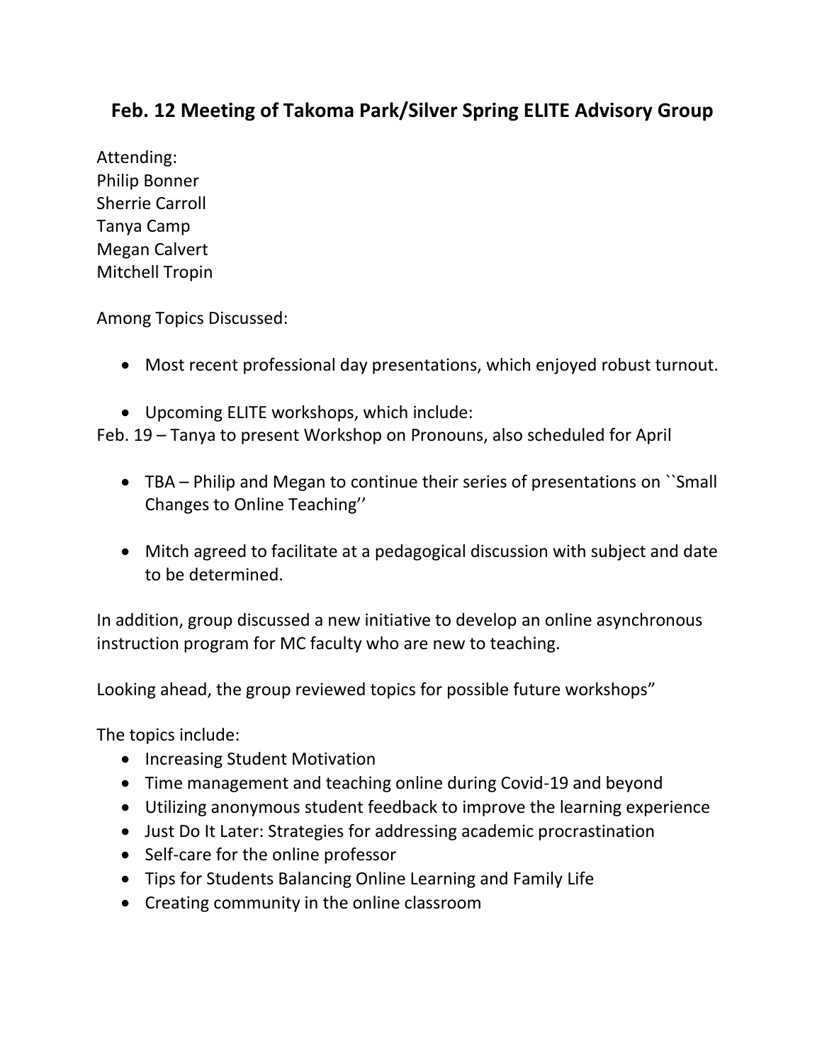# Feb. 12 Meeting of Takoma Park/Silver Spring ELITE Advisory Group

Attending:
Philip Bonner
Sherrie Carroll
Tanya Camp
Megan Calvert
Mitchell Tropin

Among Topics Discussed:

- Most recent professional day presentations, which enjoyed robust turnout.

- Upcoming ELITE workshops, which include:

Feb. 19 – Tanya to present Workshop on Pronouns, also scheduled for April

- TBA – Philip and Megan to continue their series of presentations on ``Small Changes to Online Teaching''

- Mitch agreed to facilitate at a pedagogical discussion with subject and date to be determined.

In addition, group discussed a new initiative to develop an online asynchronous instruction program for MC faculty who are new to teaching.

Looking ahead, the group reviewed topics for possible future workshops"

The topics include:

- Increasing Student Motivation
- Time management and teaching online during Covid-19 and beyond
- Utilizing anonymous student feedback to improve the learning experience
- Just Do It Later: Strategies for addressing academic procrastination
- Self-care for the online professor
- Tips for Students Balancing Online Learning and Family Life
- Creating community in the online classroom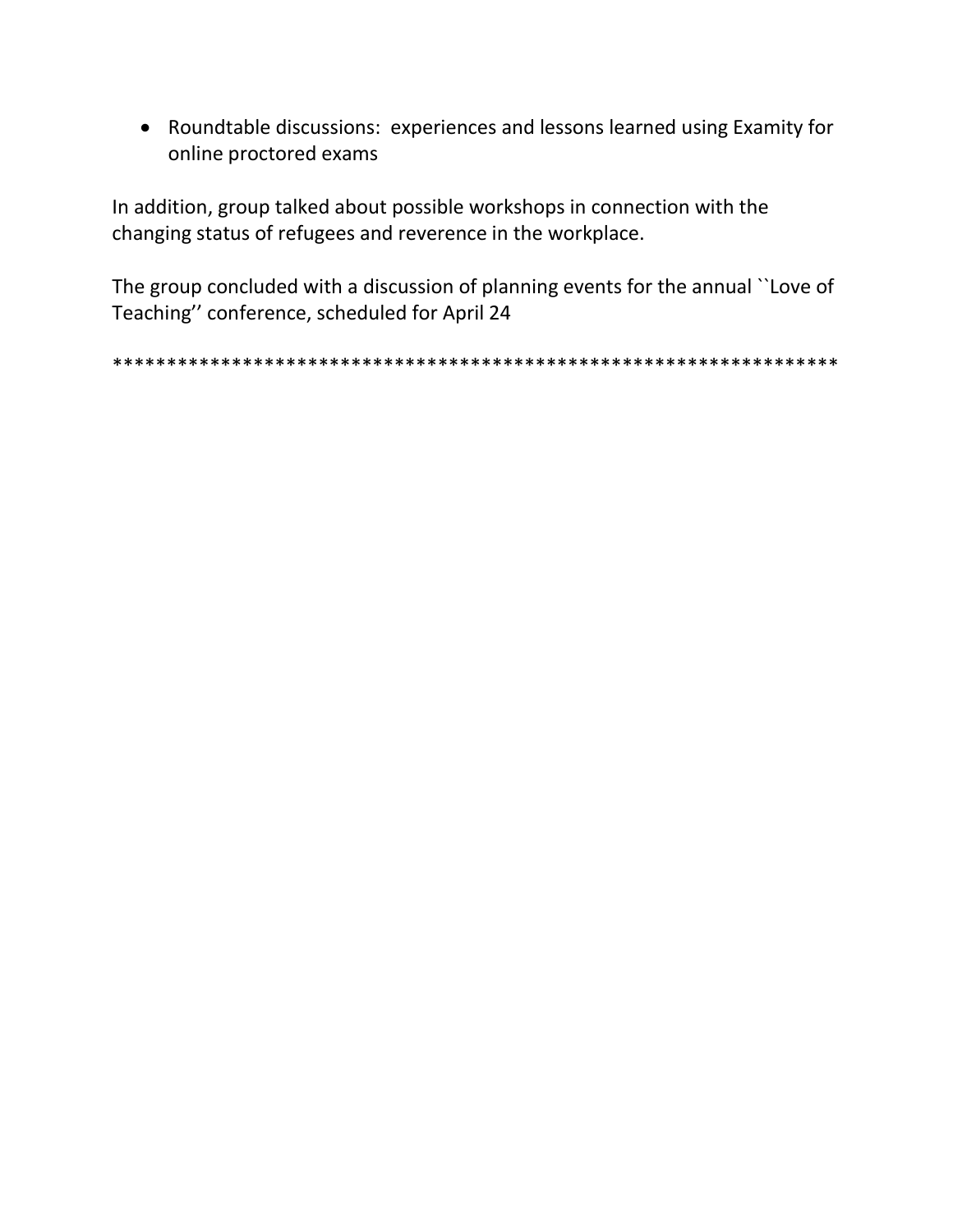- Roundtable discussions:  experiences and lessons learned using Examity for online proctored exams

In addition, group talked about possible workshops in connection with the changing status of refugees and reverence in the workplace.

The group concluded with a discussion of planning events for the annual ``Love of Teaching'' conference, scheduled for April 24

*******************************************************************